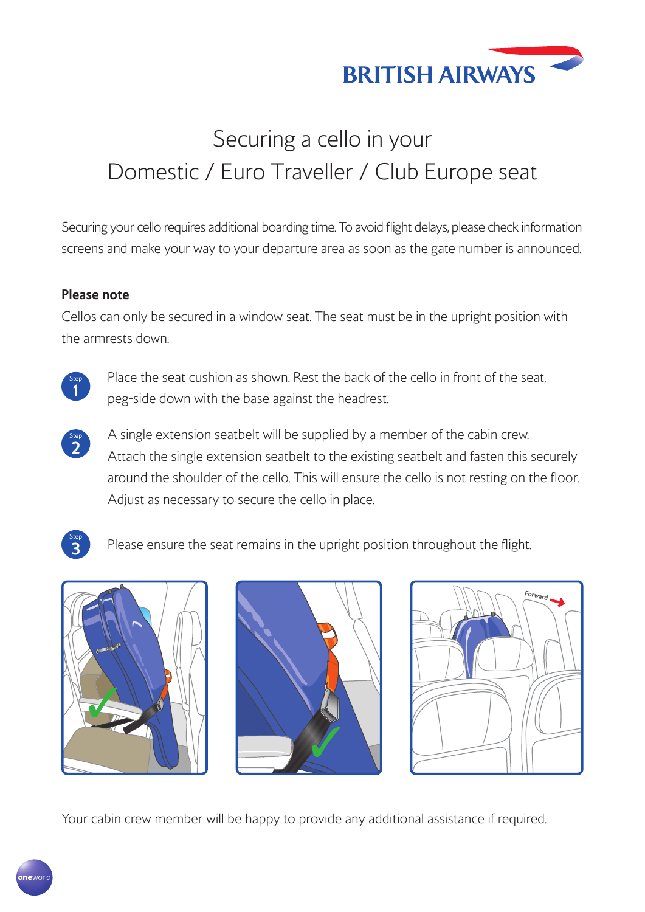# Securing a cello in your Domestic / Euro Traveller / Club Europe seat

Securing your cello requires additional boarding time. To avoid flight delays, please check information screens and make your way to your departure area as soon as the gate number is announced.

**Please note**

Cellos can only be secured in a window seat. The seat must be in the upright position with the armrests down.

**Step 1** Place the seat cushion as shown. Rest the back of the cello in front of the seat, peg-side down with the base against the headrest.

**Step 2** A single extension seatbelt will be supplied by a member of the cabin crew. Attach the single extension seatbelt to the existing seatbelt and fasten this securely around the shoulder of the cello. This will ensure the cello is not resting on the floor. Adjust as necessary to secure the cello in place.

**Step 3** Please ensure the seat remains in the upright position throughout the flight.

Your cabin crew member will be happy to provide any additional assistance if required.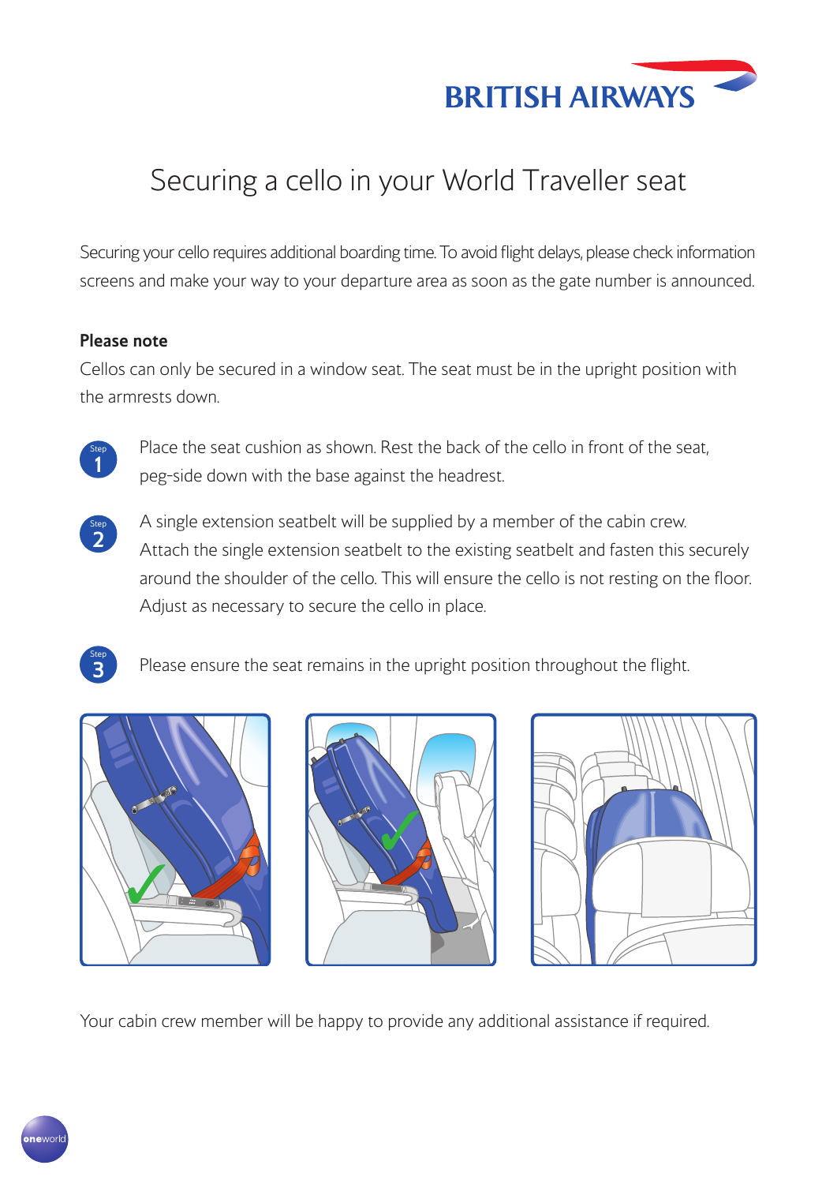# Securing a cello in your World Traveller seat

Securing your cello requires additional boarding time. To avoid flight delays, please check information screens and make your way to your departure area as soon as the gate number is announced.

**Please note**

Cellos can only be secured in a window seat. The seat must be in the upright position with the armrests down.

**Step 1** Place the seat cushion as shown. Rest the back of the cello in front of the seat, peg-side down with the base against the headrest.

**Step 2** A single extension seatbelt will be supplied by a member of the cabin crew. Attach the single extension seatbelt to the existing seatbelt and fasten this securely around the shoulder of the cello. This will ensure the cello is not resting on the floor. Adjust as necessary to secure the cello in place.

**Step 3** Please ensure the seat remains in the upright position throughout the flight.

Your cabin crew member will be happy to provide any additional assistance if required.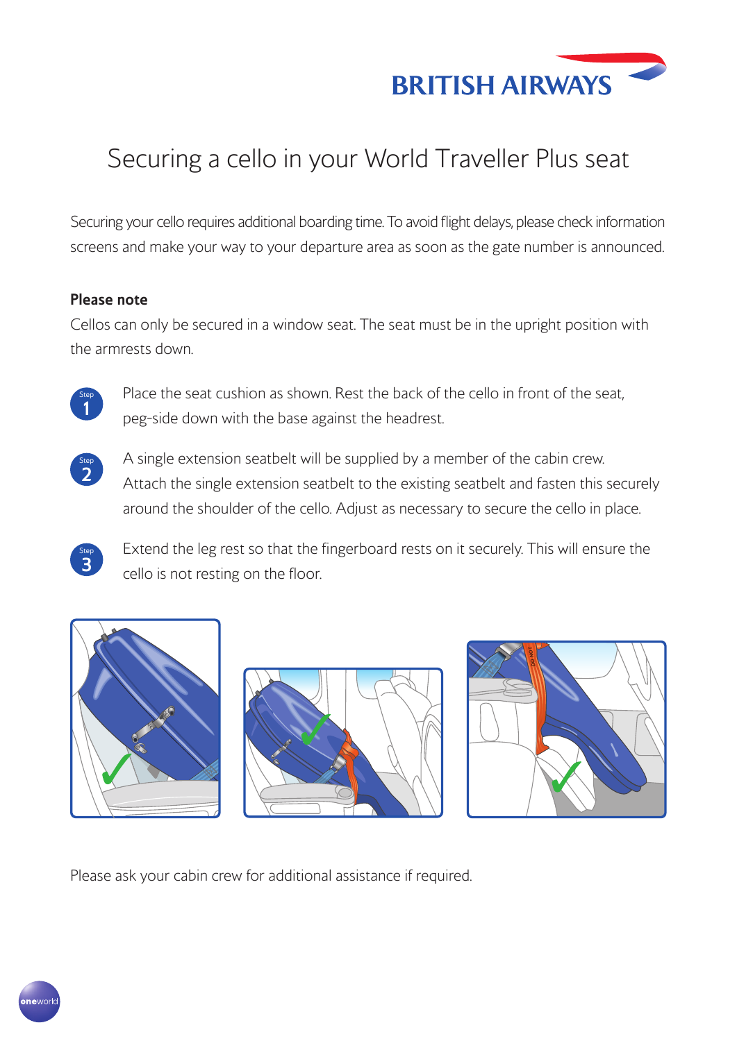# Securing a cello in your World Traveller Plus seat

Securing your cello requires additional boarding time. To avoid flight delays, please check information screens and make your way to your departure area as soon as the gate number is announced.

**Please note**

Cellos can only be secured in a window seat. The seat must be in the upright position with the armrests down.

**Step 1** Place the seat cushion as shown. Rest the back of the cello in front of the seat, peg-side down with the base against the headrest.

**Step 2** A single extension seatbelt will be supplied by a member of the cabin crew. Attach the single extension seatbelt to the existing seatbelt and fasten this securely around the shoulder of the cello. Adjust as necessary to secure the cello in place.

**Step 3** Extend the leg rest so that the fingerboard rests on it securely. This will ensure the cello is not resting on the floor.

Please ask your cabin crew for additional assistance if required.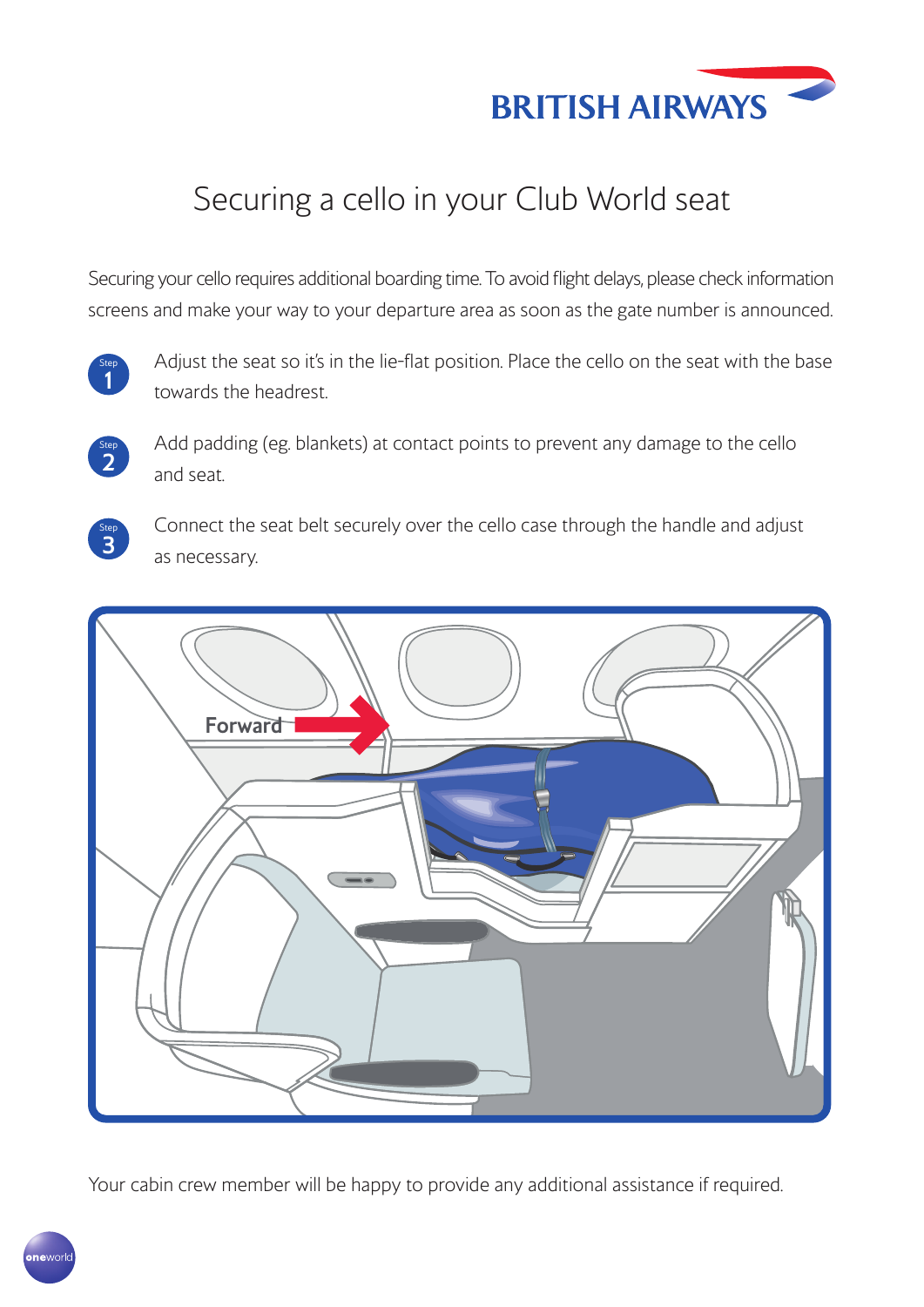# Securing a cello in your Club World seat

Securing your cello requires additional boarding time. To avoid flight delays, please check information screens and make your way to your departure area as soon as the gate number is announced.

**Step 1** Adjust the seat so it's in the lie-flat position. Place the cello on the seat with the base towards the headrest.

**Step 2** Add padding (eg. blankets) at contact points to prevent any damage to the cello and seat.

**Step 3** Connect the seat belt securely over the cello case through the handle and adjust as necessary.

Your cabin crew member will be happy to provide any additional assistance if required.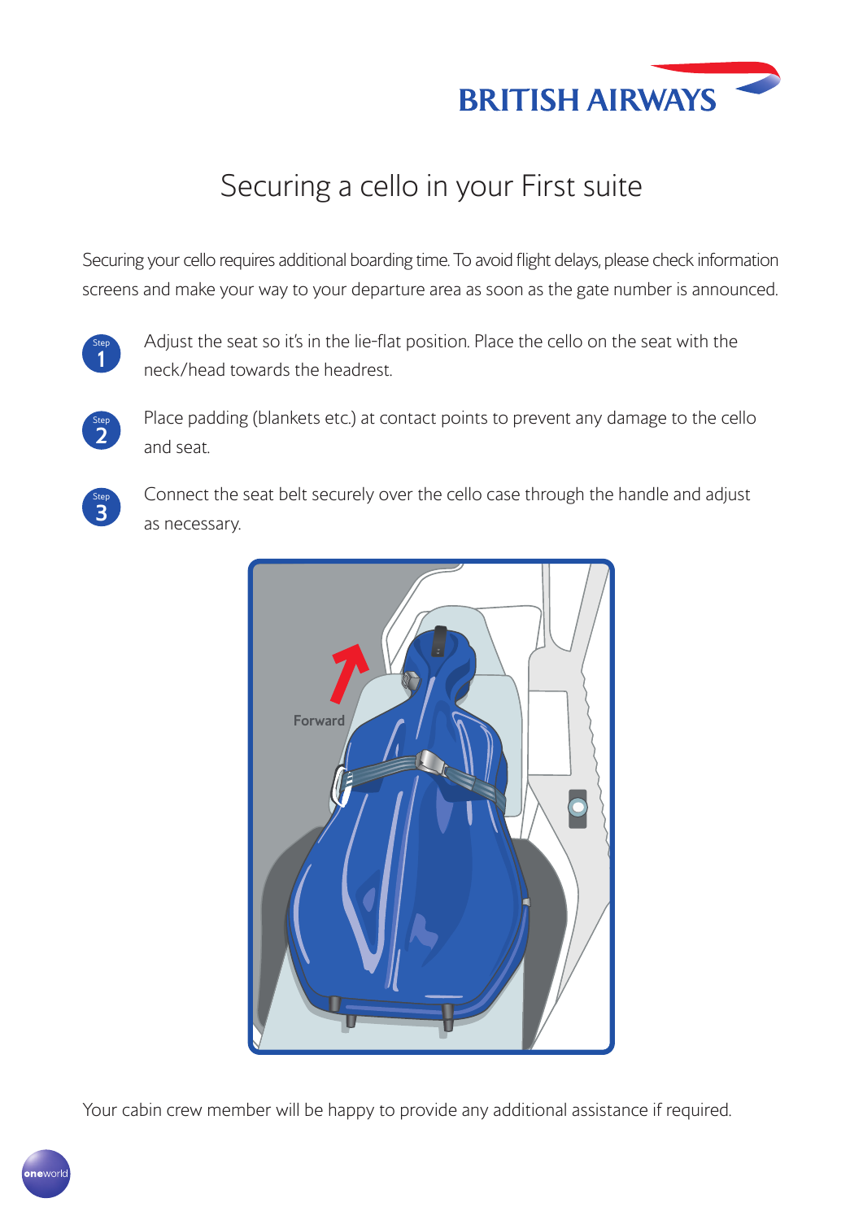BRITISH AIRWAYS

# Securing a cello in your First suite

Securing your cello requires additional boarding time. To avoid flight delays, please check information screens and make your way to your departure area as soon as the gate number is announced.

**Step 1** Adjust the seat so it's in the lie-flat position. Place the cello on the seat with the neck/head towards the headrest.

**Step 2** Place padding (blankets etc.) at contact points to prevent any damage to the cello and seat.

**Step 3** Connect the seat belt securely over the cello case through the handle and adjust as necessary.

Forward

Your cabin crew member will be happy to provide any additional assistance if required.

oneworld